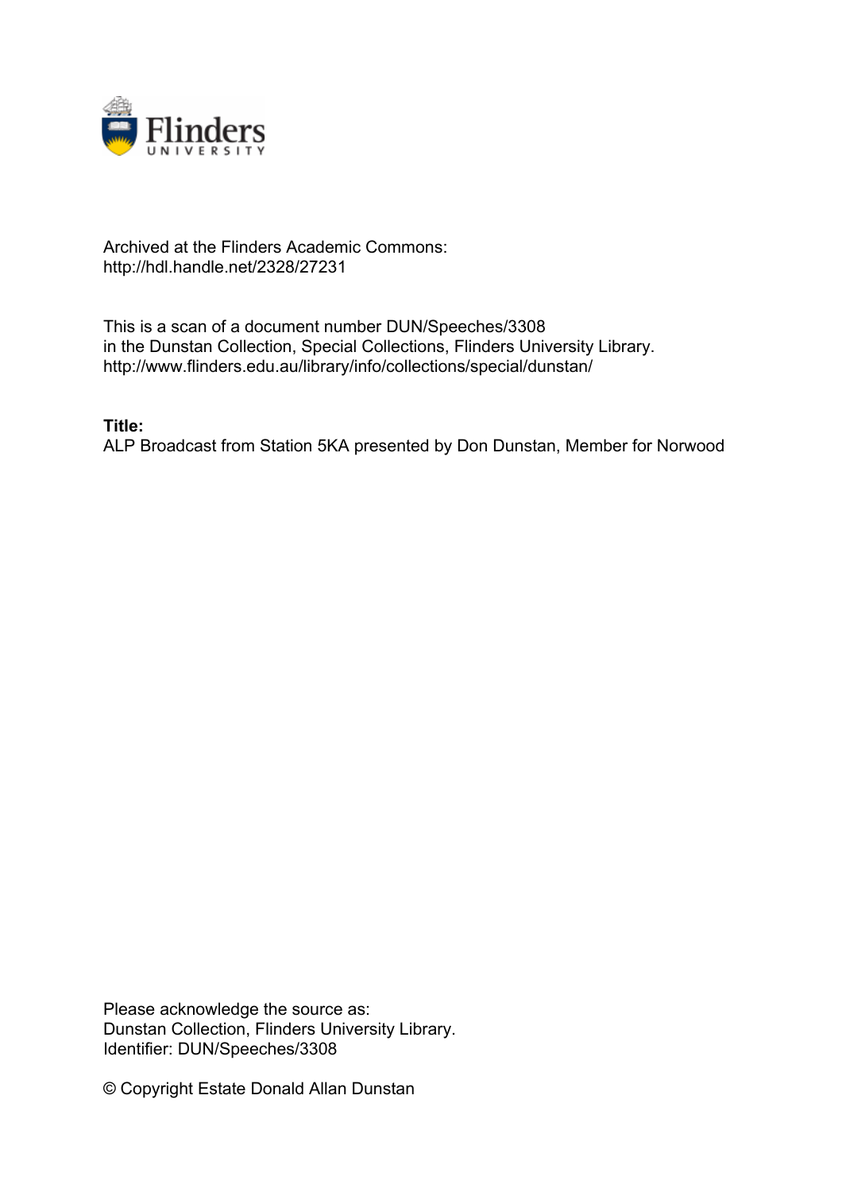Archived at the Flinders Academic Commons:
http://hdl.handle.net/2328/27231

This is a scan of a document number DUN/Speeches/3308
in the Dunstan Collection, Special Collections, Flinders University Library.
http://www.flinders.edu.au/library/info/collections/special/dunstan/

**Title:**
ALP Broadcast from Station 5KA presented by Don Dunstan, Member for Norwood

Please acknowledge the source as:
Dunstan Collection, Flinders University Library.
Identifier: DUN/Speeches/3308

© Copyright Estate Donald Allan Dunstan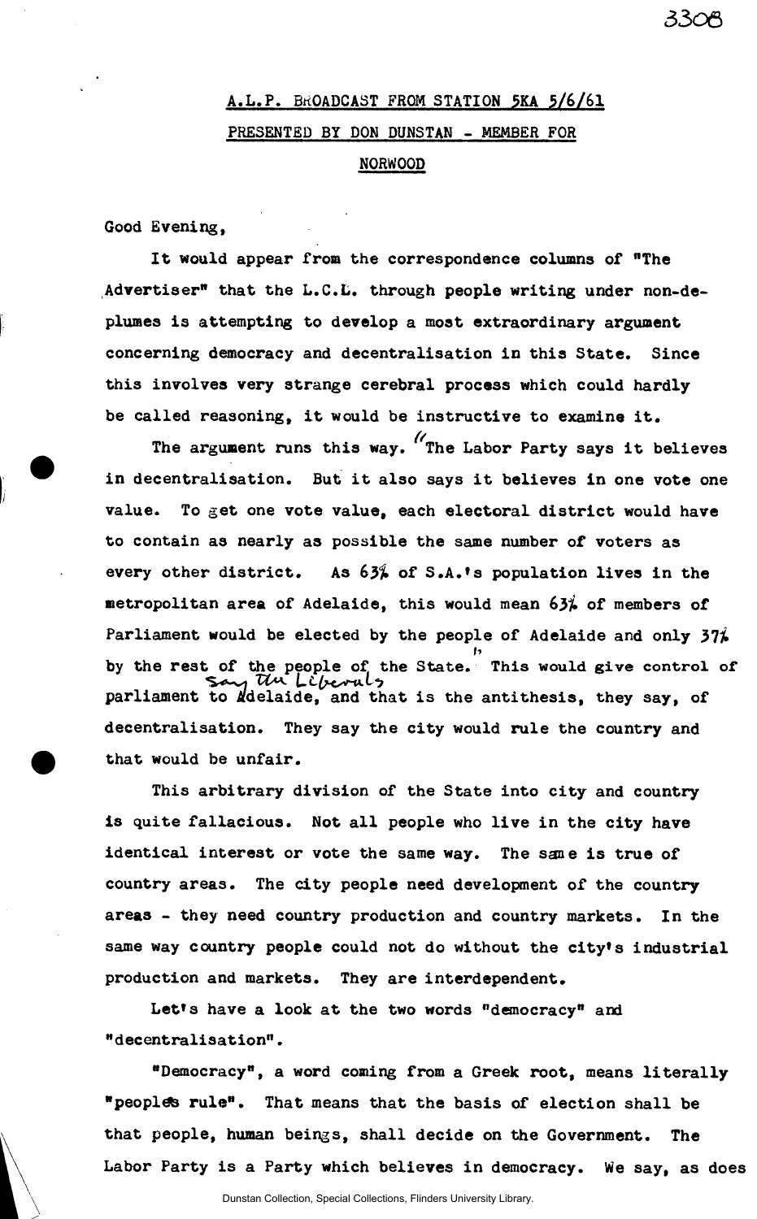A.L.P. BROADCAST FROM STATION 5KA 5/6/61

PRESENTED BY DON DUNSTAN - MEMBER FOR NORWOOD

Good Evening,

It would appear from the correspondence columns of "The Advertiser" that the L.C.L. through people writing under non-de-plumes is attempting to develop a most extraordinary argument concerning democracy and decentralisation in this State. Since this involves very strange cerebral process which could hardly be called reasoning, it would be instructive to examine it.

The argument runs this way. "The Labor Party says it believes in decentralisation. But it also says it believes in one vote one value. To get one vote value, each electoral district would have to contain as nearly as possible the same number of voters as every other district. As 63% of S.A.'s population lives in the metropolitan area of Adelaide, this would mean 63% of members of Parliament would be elected by the people of Adelaide and only 37% by the rest of the people of the State." This would give control of parliament to Adelaide, say the Liberals and that is the antithesis, they say, of decentralisation. They say the city would rule the country and that would be unfair.

This arbitrary division of the State into city and country is quite fallacious. Not all people who live in the city have identical interest or vote the same way. The same is true of country areas. The city people need development of the country areas - they need country production and country markets. In the same way country people could not do without the city's industrial production and markets. They are interdependent.

Let's have a look at the two words "democracy" and "decentralisation".

"Democracy", a word coming from a Greek root, means literally "peoples rule". That means that the basis of election shall be that people, human beings, shall decide on the Government. The Labor Party is a Party which believes in democracy. We say, as does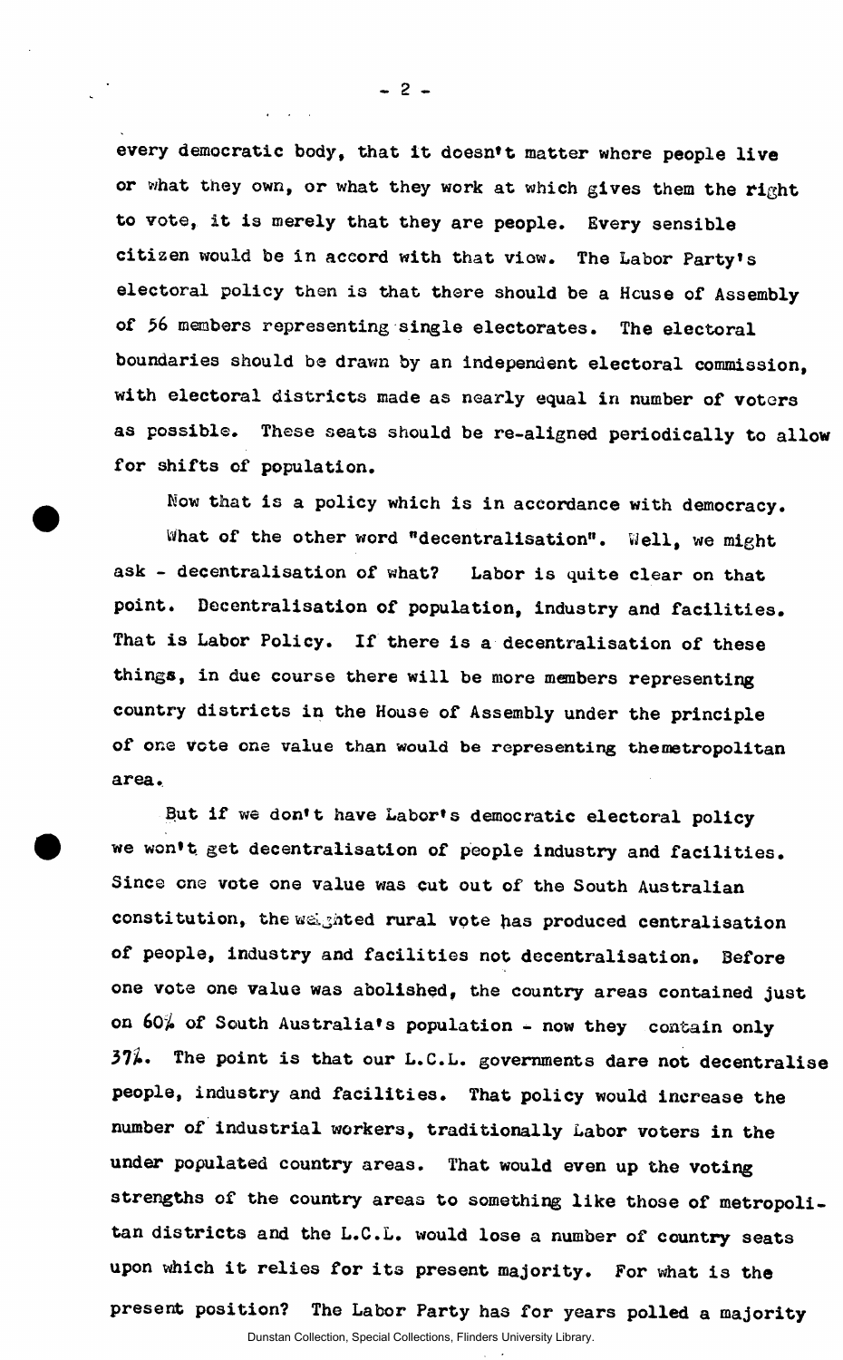every democratic body, that it doesn't matter where people live or what they own, or what they work at which gives them the right to vote, it is merely that they are people. Every sensible citizen would be in accord with that view. The Labor Party's electoral policy then is that there should be a House of Assembly of 56 members representing single electorates. The electoral boundaries should be drawn by an independent electoral commission, with electoral districts made as nearly equal in number of voters as possible. These seats should be re-aligned periodically to allow for shifts of population.

Now that is a policy which is in accordance with democracy.

What of the other word "decentralisation". Well, we might ask - decentralisation of what? Labor is quite clear on that point. Decentralisation of population, industry and facilities. That is Labor Policy. If there is a decentralisation of these things, in due course there will be more members representing country districts in the House of Assembly under the principle of one vote one value than would be representing themetropolitan area.

But if we don't have Labor's democratic electoral policy we won't get decentralisation of people industry and facilities. Since one vote one value was cut out of the South Australian constitution, the weighted rural vote has produced centralisation of people, industry and facilities not decentralisation. Before one vote one value was abolished, the country areas contained just on 60% of South Australia's population - now they contain only 37%. The point is that our L.C.L. governments dare not decentralise people, industry and facilities. That policy would increase the number of industrial workers, traditionally Labor voters in the under populated country areas. That would even up the voting strengths of the country areas to something like those of metropolitan districts and the L.C.L. would lose a number of country seats upon which it relies for its present majority. For what is the present position? The Labor Party has for years polled a majority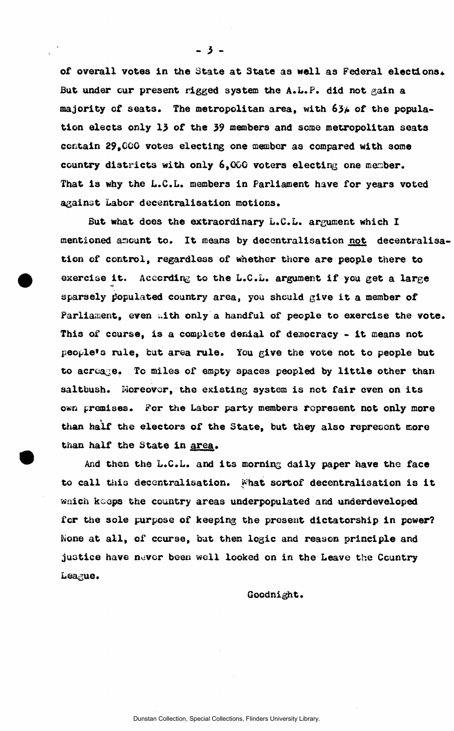of overall votes in the State at State as well as Federal elections. But under our present rigged system the A.L.P. did not gain a majority of seats. The metropolitan area, with 63% of the population elects only 13 of the 39 members and some metropolitan seats contain 29,000 votes electing one member as compared with some country districts with only 6,000 voters electing one member. That is why the L.C.L. members in Parliament have for years voted against Labor decentralisation motions.

But what does the extraordinary L.C.L. argument which I mentioned amount to. It means by decentralisation not decentralisation of control, regardless of whether there are people there to exercise it. According to the L.C.L. argument if you get a large sparsely populated country area, you should give it a member of Parliament, even with only a handful of people to exercise the vote. This of course, is a complete denial of democracy - it means not people's rule, but area rule. You give the vote not to people but to acreage. To miles of empty spaces peopled by little other than saltbush. Moreover, the existing system is not fair even on its own premises. For the Labor party members represent not only more than half the electors of the State, but they also represent more than half the State in area.

And then the L.C.L. and its morning daily paper have the face to call this decentralisation. What sortof decentralisation is it which keeps the country areas underpopulated and underdeveloped for the sole purpose of keeping the present dictatorship in power? None at all, of course, but then logic and reason principle and justice have never been well looked on in the Leave the Country League.

Goodnight.